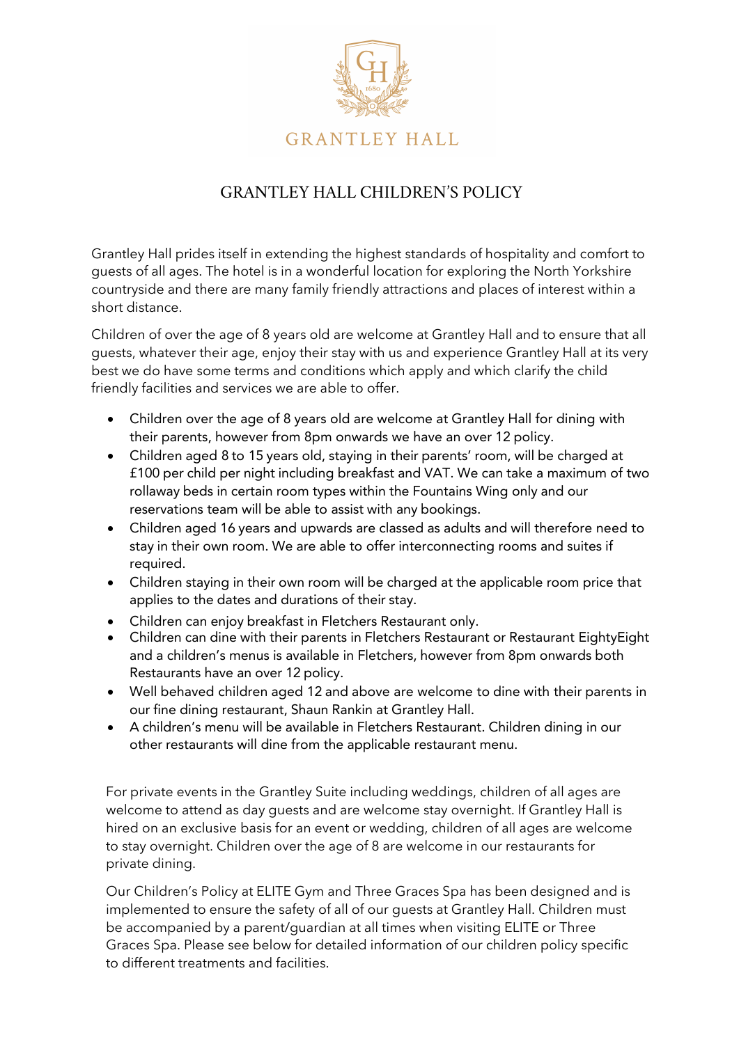GRANTLEY HALL

# GRANTLEY HALL CHILDREN'S POLICY

Grantley Hall prides itself in extending the highest standards of hospitality and comfort to guests of all ages. The hotel is in a wonderful location for exploring the North Yorkshire countryside and there are many family friendly attractions and places of interest within a short distance.

Children of over the age of 8 years old are welcome at Grantley Hall and to ensure that all guests, whatever their age, enjoy their stay with us and experience Grantley Hall at its very best we do have some terms and conditions which apply and which clarify the child friendly facilities and services we are able to offer.

- Children over the age of 8 years old are welcome at Grantley Hall for dining with their parents, however from 8pm onwards we have an over 12 policy.
- Children aged 8 to 15 years old, staying in their parents' room, will be charged at £100 per child per night including breakfast and VAT. We can take a maximum of two rollaway beds in certain room types within the Fountains Wing only and our reservations team will be able to assist with any bookings.
- Children aged 16 years and upwards are classed as adults and will therefore need to stay in their own room. We are able to offer interconnecting rooms and suites if required.
- Children staying in their own room will be charged at the applicable room price that applies to the dates and durations of their stay.
- Children can enjoy breakfast in Fletchers Restaurant only.
- Children can dine with their parents in Fletchers Restaurant or Restaurant EightyEight and a children's menus is available in Fletchers, however from 8pm onwards both Restaurants have an over 12 policy.
- Well behaved children aged 12 and above are welcome to dine with their parents in our fine dining restaurant, Shaun Rankin at Grantley Hall.
- A children's menu will be available in Fletchers Restaurant. Children dining in our other restaurants will dine from the applicable restaurant menu.

For private events in the Grantley Suite including weddings, children of all ages are welcome to attend as day guests and are welcome stay overnight. If Grantley Hall is hired on an exclusive basis for an event or wedding, children of all ages are welcome to stay overnight. Children over the age of 8 are welcome in our restaurants for private dining.

Our Children's Policy at ELITE Gym and Three Graces Spa has been designed and is implemented to ensure the safety of all of our guests at Grantley Hall. Children must be accompanied by a parent/guardian at all times when visiting ELITE or Three Graces Spa. Please see below for detailed information of our children policy specific to different treatments and facilities.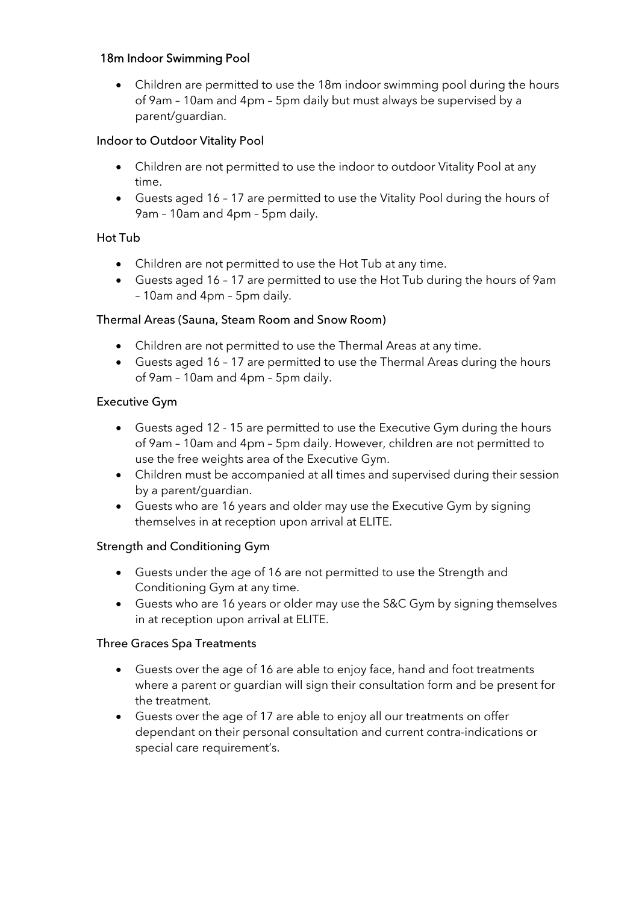### 18m Indoor Swimming Pool

- Children are permitted to use the 18m indoor swimming pool during the hours of 9am – 10am and 4pm – 5pm daily but must always be supervised by a parent/guardian.

### Indoor to Outdoor Vitality Pool

- Children are not permitted to use the indoor to outdoor Vitality Pool at any time.
- Guests aged 16 – 17 are permitted to use the Vitality Pool during the hours of 9am – 10am and 4pm – 5pm daily.

### Hot Tub

- Children are not permitted to use the Hot Tub at any time.
- Guests aged 16 – 17 are permitted to use the Hot Tub during the hours of 9am – 10am and 4pm – 5pm daily.

### Thermal Areas (Sauna, Steam Room and Snow Room)

- Children are not permitted to use the Thermal Areas at any time.
- Guests aged 16 – 17 are permitted to use the Thermal Areas during the hours of 9am – 10am and 4pm – 5pm daily.

### Executive Gym

- Guests aged 12 - 15 are permitted to use the Executive Gym during the hours of 9am – 10am and 4pm – 5pm daily. However, children are not permitted to use the free weights area of the Executive Gym.
- Children must be accompanied at all times and supervised during their session by a parent/guardian.
- Guests who are 16 years and older may use the Executive Gym by signing themselves in at reception upon arrival at ELITE.

### Strength and Conditioning Gym

- Guests under the age of 16 are not permitted to use the Strength and Conditioning Gym at any time.
- Guests who are 16 years or older may use the S&C Gym by signing themselves in at reception upon arrival at ELITE.

### Three Graces Spa Treatments

- Guests over the age of 16 are able to enjoy face, hand and foot treatments where a parent or guardian will sign their consultation form and be present for the treatment.
- Guests over the age of 17 are able to enjoy all our treatments on offer dependant on their personal consultation and current contra-indications or special care requirement's.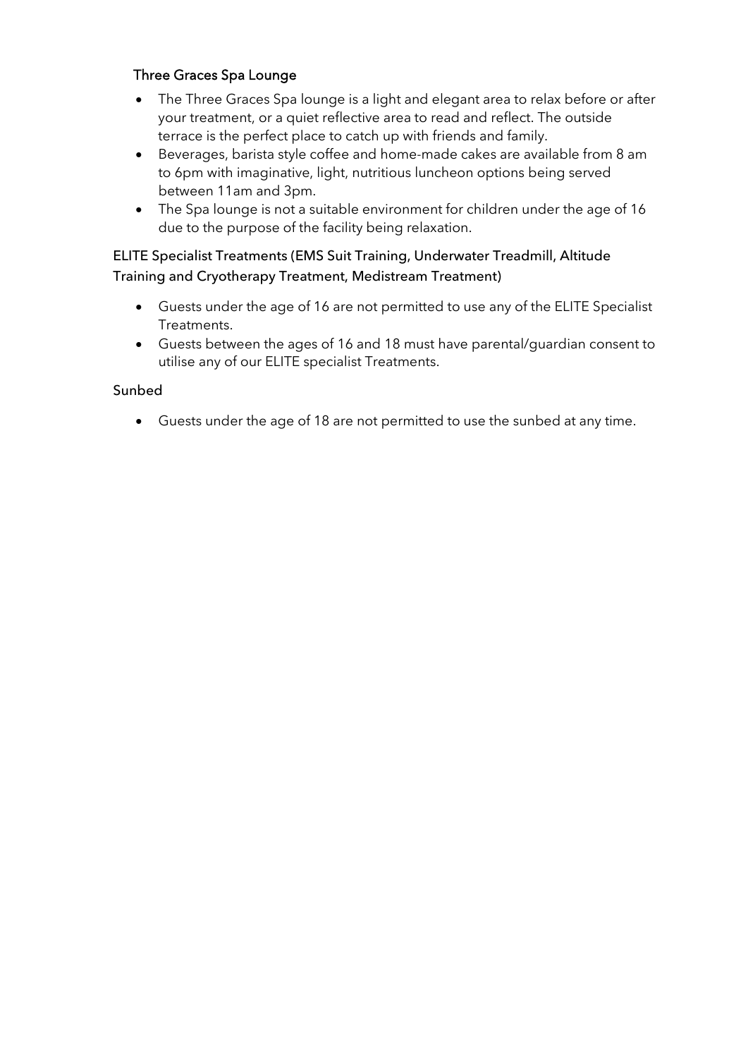### Three Graces Spa Lounge

- The Three Graces Spa lounge is a light and elegant area to relax before or after your treatment, or a quiet reflective area to read and reflect. The outside terrace is the perfect place to catch up with friends and family.
- Beverages, barista style coffee and home-made cakes are available from 8 am to 6pm with imaginative, light, nutritious luncheon options being served between 11am and 3pm.
- The Spa lounge is not a suitable environment for children under the age of 16 due to the purpose of the facility being relaxation.

### ELITE Specialist Treatments (EMS Suit Training, Underwater Treadmill, Altitude Training and Cryotherapy Treatment, Medistream Treatment)

- Guests under the age of 16 are not permitted to use any of the ELITE Specialist Treatments.
- Guests between the ages of 16 and 18 must have parental/guardian consent to utilise any of our ELITE specialist Treatments.

### Sunbed

- Guests under the age of 18 are not permitted to use the sunbed at any time.